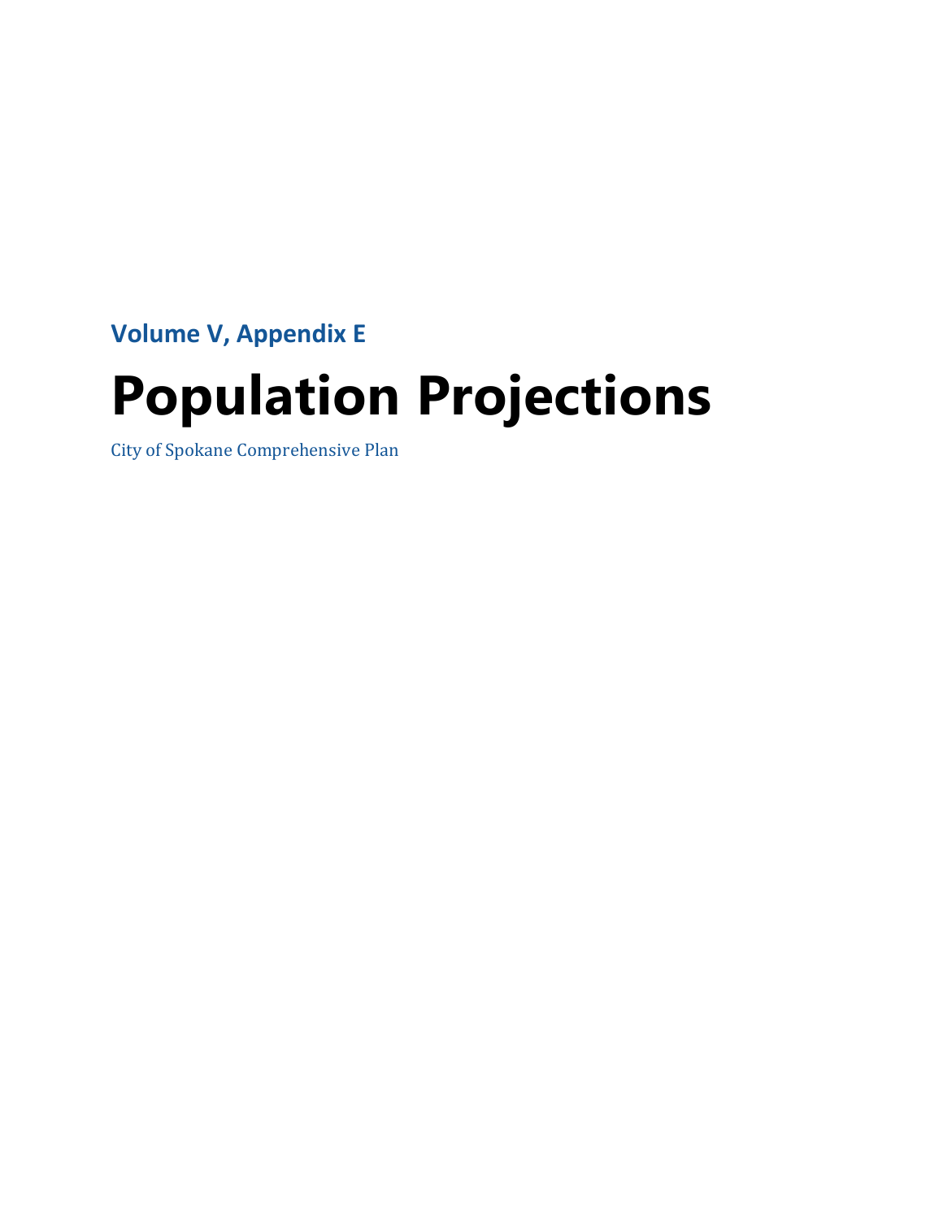**Volume V, Appendix E**

# Population Projections

City of Spokane Comprehensive Plan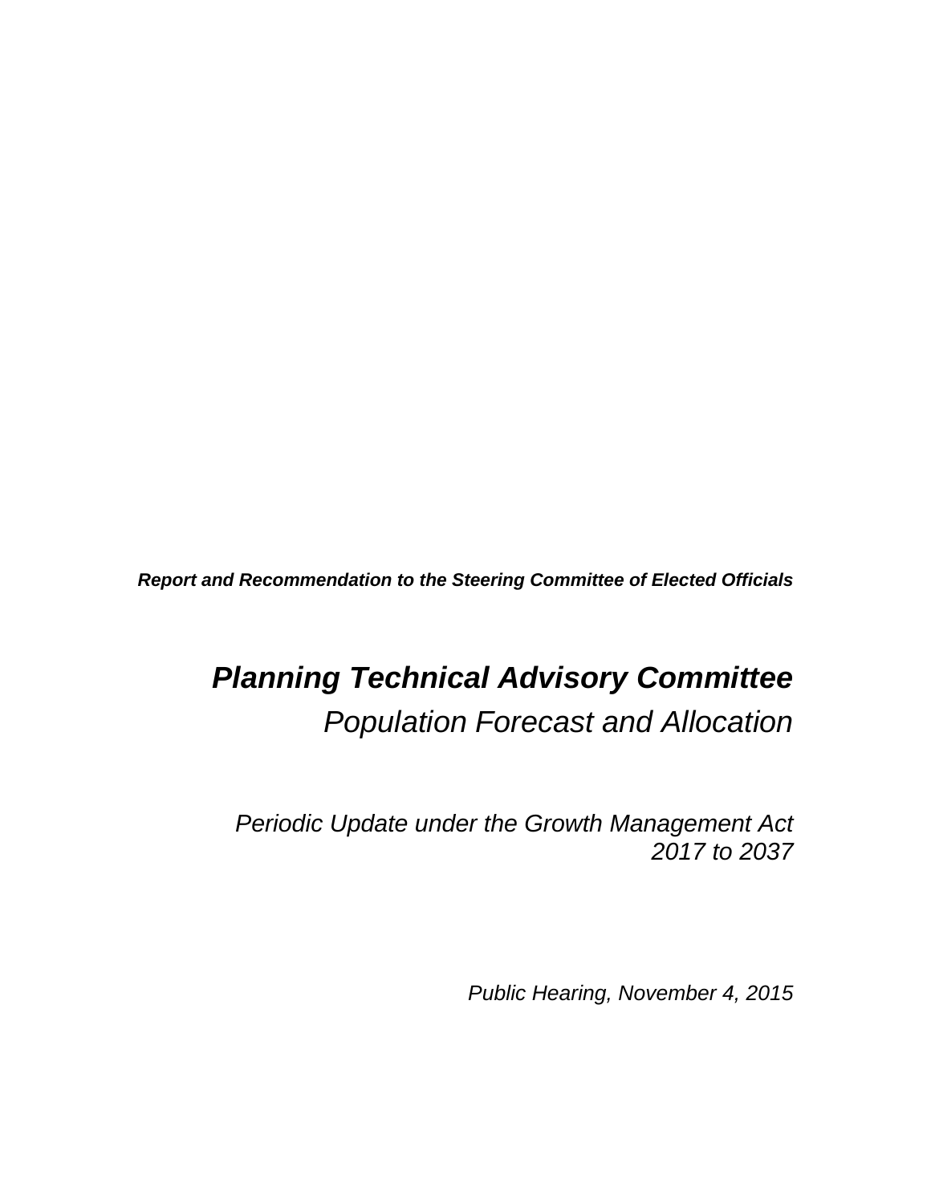***Report and Recommendation to the Steering Committee of Elected Officials***

# ***Planning Technical Advisory Committee***

## *Population Forecast and Allocation*

*Periodic Update under the Growth Management Act*
*2017 to 2037*

*Public Hearing, November 4, 2015*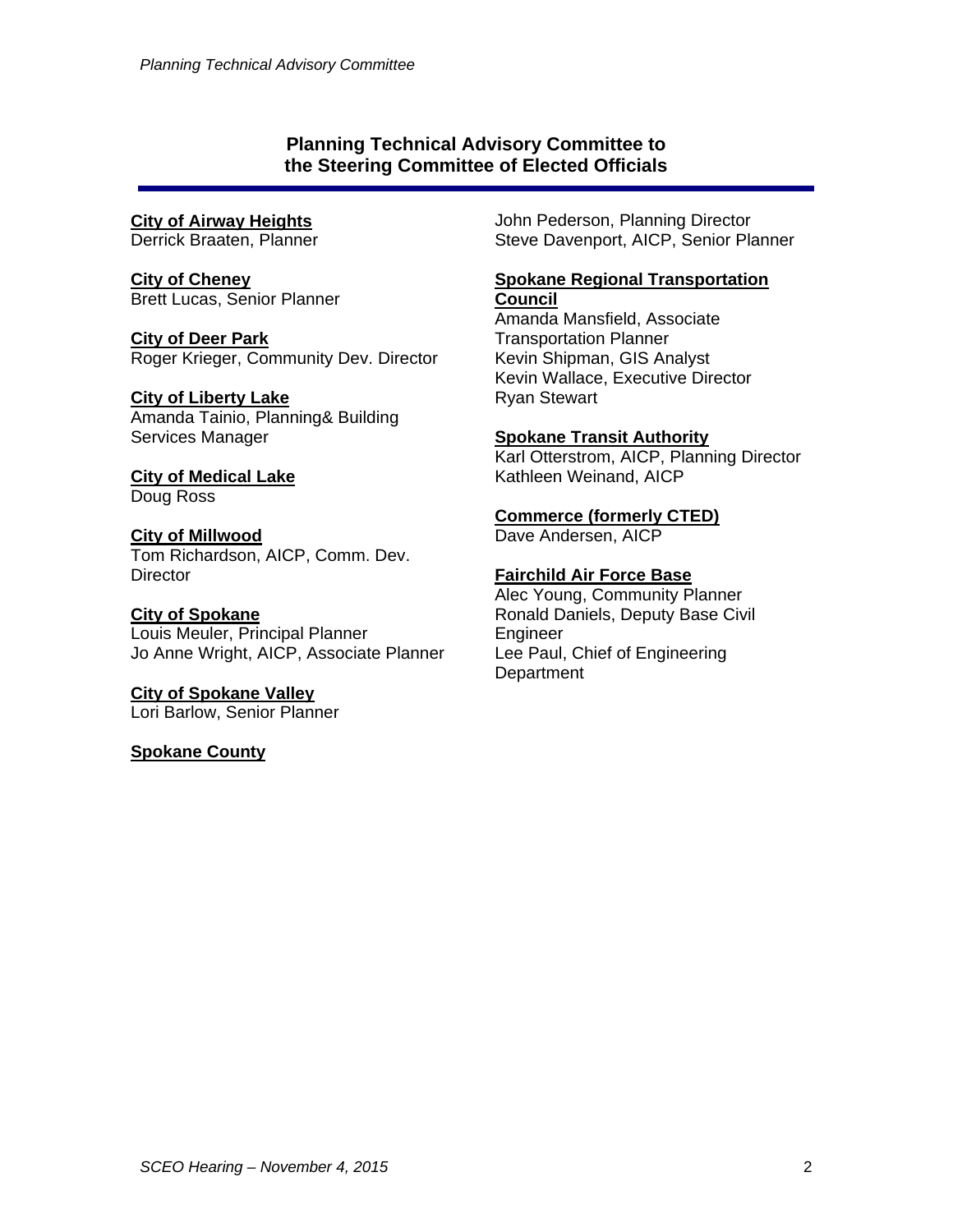## Planning Technical Advisory Committee to the Steering Committee of Elected Officials

**City of Airway Heights**
Derrick Braaten, Planner

**City of Cheney**
Brett Lucas, Senior Planner

**City of Deer Park**
Roger Krieger, Community Dev. Director

**City of Liberty Lake**
Amanda Tainio, Planning& Building Services Manager

**City of Medical Lake**
Doug Ross

**City of Millwood**
Tom Richardson, AICP, Comm. Dev. Director

**City of Spokane**
Louis Meuler, Principal Planner
Jo Anne Wright, AICP, Associate Planner

**City of Spokane Valley**
Lori Barlow, Senior Planner

**Spokane County**
John Pederson, Planning Director
Steve Davenport, AICP, Senior Planner

**Spokane Regional Transportation Council**
Amanda Mansfield, Associate Transportation Planner
Kevin Shipman, GIS Analyst
Kevin Wallace, Executive Director
Ryan Stewart

**Spokane Transit Authority**
Karl Otterstrom, AICP, Planning Director
Kathleen Weinand, AICP

**Commerce (formerly CTED)**
Dave Andersen, AICP

**Fairchild Air Force Base**
Alec Young, Community Planner
Ronald Daniels, Deputy Base Civil Engineer
Lee Paul, Chief of Engineering Department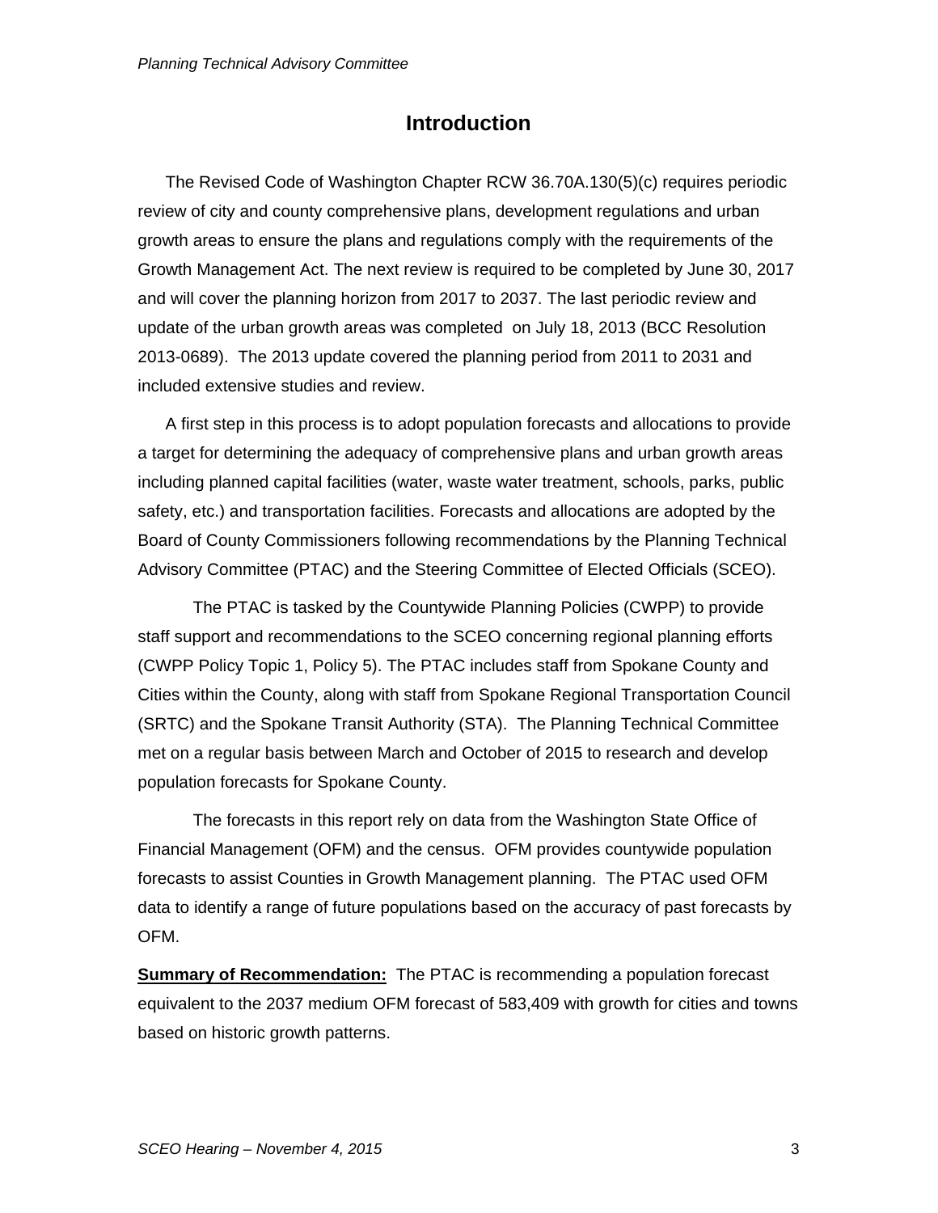# Introduction

The Revised Code of Washington Chapter RCW 36.70A.130(5)(c) requires periodic review of city and county comprehensive plans, development regulations and urban growth areas to ensure the plans and regulations comply with the requirements of the Growth Management Act. The next review is required to be completed by June 30, 2017 and will cover the planning horizon from 2017 to 2037. The last periodic review and update of the urban growth areas was completed on July 18, 2013 (BCC Resolution 2013-0689). The 2013 update covered the planning period from 2011 to 2031 and included extensive studies and review.

A first step in this process is to adopt population forecasts and allocations to provide a target for determining the adequacy of comprehensive plans and urban growth areas including planned capital facilities (water, waste water treatment, schools, parks, public safety, etc.) and transportation facilities. Forecasts and allocations are adopted by the Board of County Commissioners following recommendations by the Planning Technical Advisory Committee (PTAC) and the Steering Committee of Elected Officials (SCEO).

The PTAC is tasked by the Countywide Planning Policies (CWPP) to provide staff support and recommendations to the SCEO concerning regional planning efforts (CWPP Policy Topic 1, Policy 5). The PTAC includes staff from Spokane County and Cities within the County, along with staff from Spokane Regional Transportation Council (SRTC) and the Spokane Transit Authority (STA). The Planning Technical Committee met on a regular basis between March and October of 2015 to research and develop population forecasts for Spokane County.

The forecasts in this report rely on data from the Washington State Office of Financial Management (OFM) and the census. OFM provides countywide population forecasts to assist Counties in Growth Management planning. The PTAC used OFM data to identify a range of future populations based on the accuracy of past forecasts by OFM.

**Summary of Recommendation:** The PTAC is recommending a population forecast equivalent to the 2037 medium OFM forecast of 583,409 with growth for cities and towns based on historic growth patterns.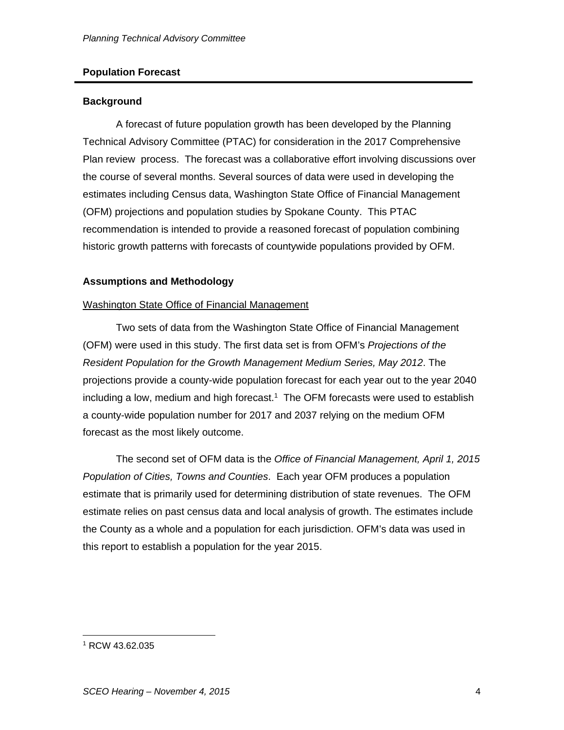## Population Forecast

### Background

A forecast of future population growth has been developed by the Planning Technical Advisory Committee (PTAC) for consideration in the 2017 Comprehensive Plan review process. The forecast was a collaborative effort involving discussions over the course of several months. Several sources of data were used in developing the estimates including Census data, Washington State Office of Financial Management (OFM) projections and population studies by Spokane County. This PTAC recommendation is intended to provide a reasoned forecast of population combining historic growth patterns with forecasts of countywide populations provided by OFM.

### Assumptions and Methodology

Washington State Office of Financial Management

Two sets of data from the Washington State Office of Financial Management (OFM) were used in this study. The first data set is from OFM's *Projections of the Resident Population for the Growth Management Medium Series, May 2012*. The projections provide a county-wide population forecast for each year out to the year 2040 including a low, medium and high forecast.[1] The OFM forecasts were used to establish a county-wide population number for 2017 and 2037 relying on the medium OFM forecast as the most likely outcome.

The second set of OFM data is the *Office of Financial Management, April 1, 2015 Population of Cities, Towns and Counties*. Each year OFM produces a population estimate that is primarily used for determining distribution of state revenues. The OFM estimate relies on past census data and local analysis of growth. The estimates include the County as a whole and a population for each jurisdiction. OFM's data was used in this report to establish a population for the year 2015.

---

[1] RCW 43.62.035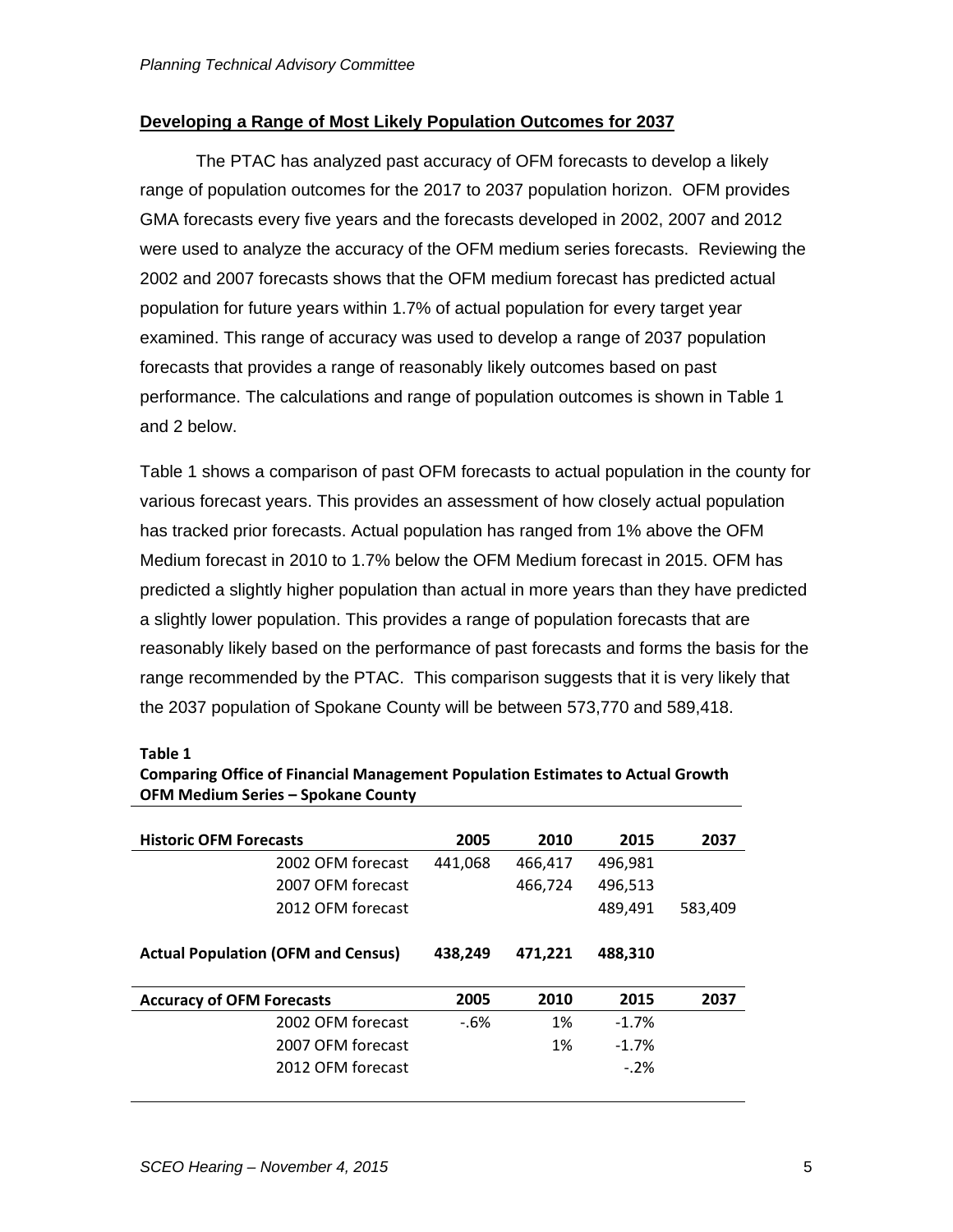## Developing a Range of Most Likely Population Outcomes for 2037

The PTAC has analyzed past accuracy of OFM forecasts to develop a likely range of population outcomes for the 2017 to 2037 population horizon. OFM provides GMA forecasts every five years and the forecasts developed in 2002, 2007 and 2012 were used to analyze the accuracy of the OFM medium series forecasts. Reviewing the 2002 and 2007 forecasts shows that the OFM medium forecast has predicted actual population for future years within 1.7% of actual population for every target year examined. This range of accuracy was used to develop a range of 2037 population forecasts that provides a range of reasonably likely outcomes based on past performance. The calculations and range of population outcomes is shown in Table 1 and 2 below.

Table 1 shows a comparison of past OFM forecasts to actual population in the county for various forecast years. This provides an assessment of how closely actual population has tracked prior forecasts. Actual population has ranged from 1% above the OFM Medium forecast in 2010 to 1.7% below the OFM Medium forecast in 2015. OFM has predicted a slightly higher population than actual in more years than they have predicted a slightly lower population. This provides a range of population forecasts that are reasonably likely based on the performance of past forecasts and forms the basis for the range recommended by the PTAC. This comparison suggests that it is very likely that the 2037 population of Spokane County will be between 573,770 and 589,418.

**Table 1**
**Comparing Office of Financial Management Population Estimates to Actual Growth OFM Medium Series – Spokane County**

| **Historic OFM Forecasts** | **2005** | **2010** | **2015** | **2037** |
|---|---|---|---|---|
| 2002 OFM forecast | 441,068 | 466,417 | 496,981 | |
| 2007 OFM forecast | | 466,724 | 496,513 | |
| 2012 OFM forecast | | | 489,491 | 583,409 |
| **Actual Population (OFM and Census)** | **438,249** | **471,221** | **488,310** | |
| **Accuracy of OFM Forecasts** | **2005** | **2010** | **2015** | **2037** |
| 2002 OFM forecast | -.6% | 1% | -1.7% | |
| 2007 OFM forecast | | 1% | -1.7% | |
| 2012 OFM forecast | | | -.2% | |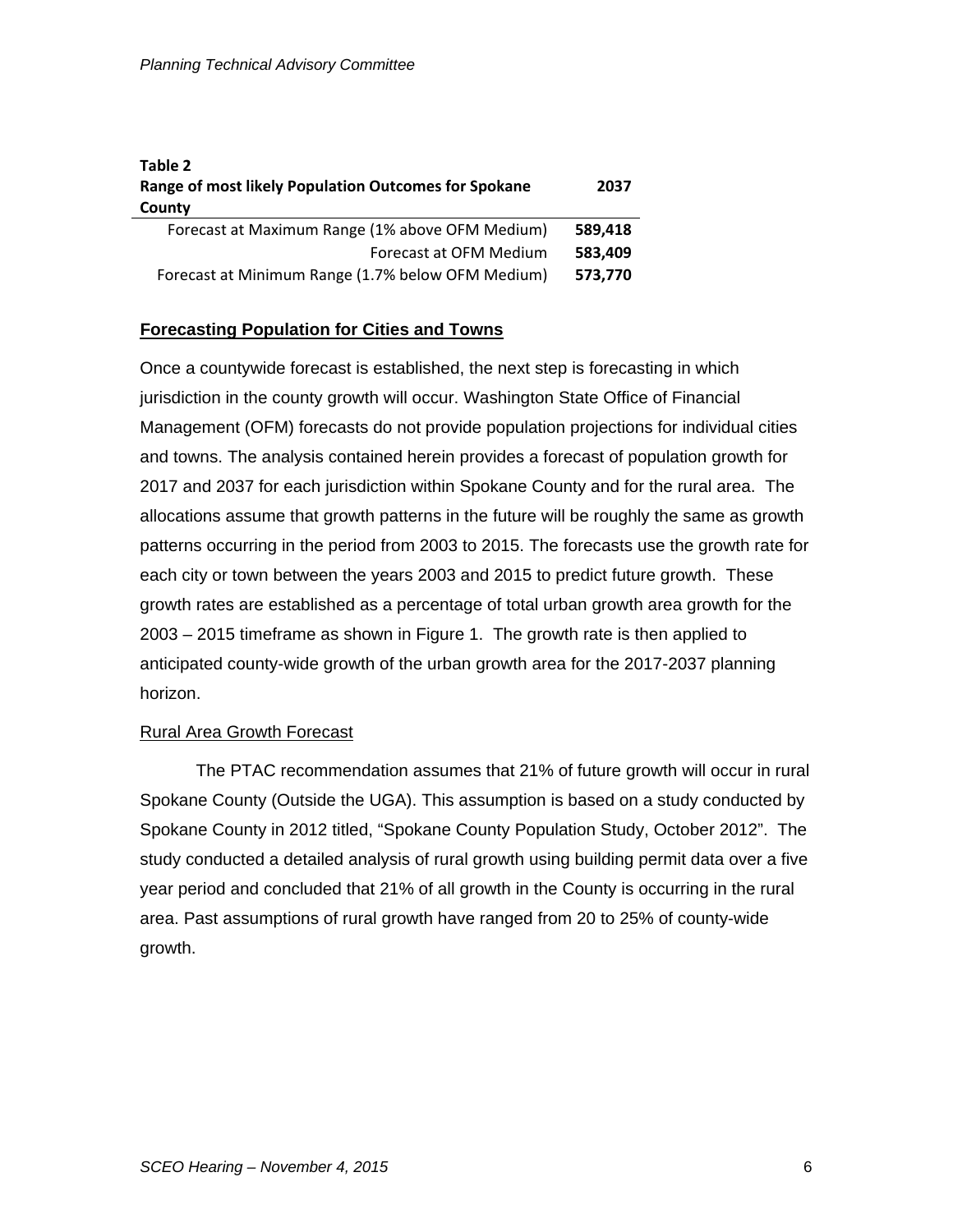**Table 2**

| Range of most likely Population Outcomes for Spokane County | 2037 |
|---|---|
| Forecast at Maximum Range (1% above OFM Medium) | **589,418** |
| Forecast at OFM Medium | **583,409** |
| Forecast at Minimum Range (1.7% below OFM Medium) | **573,770** |

## Forecasting Population for Cities and Towns

Once a countywide forecast is established, the next step is forecasting in which jurisdiction in the county growth will occur. Washington State Office of Financial Management (OFM) forecasts do not provide population projections for individual cities and towns. The analysis contained herein provides a forecast of population growth for 2017 and 2037 for each jurisdiction within Spokane County and for the rural area. The allocations assume that growth patterns in the future will be roughly the same as growth patterns occurring in the period from 2003 to 2015. The forecasts use the growth rate for each city or town between the years 2003 and 2015 to predict future growth. These growth rates are established as a percentage of total urban growth area growth for the 2003 – 2015 timeframe as shown in Figure 1. The growth rate is then applied to anticipated county-wide growth of the urban growth area for the 2017-2037 planning horizon.

### Rural Area Growth Forecast

The PTAC recommendation assumes that 21% of future growth will occur in rural Spokane County (Outside the UGA). This assumption is based on a study conducted by Spokane County in 2012 titled, "Spokane County Population Study, October 2012". The study conducted a detailed analysis of rural growth using building permit data over a five year period and concluded that 21% of all growth in the County is occurring in the rural area. Past assumptions of rural growth have ranged from 20 to 25% of county-wide growth.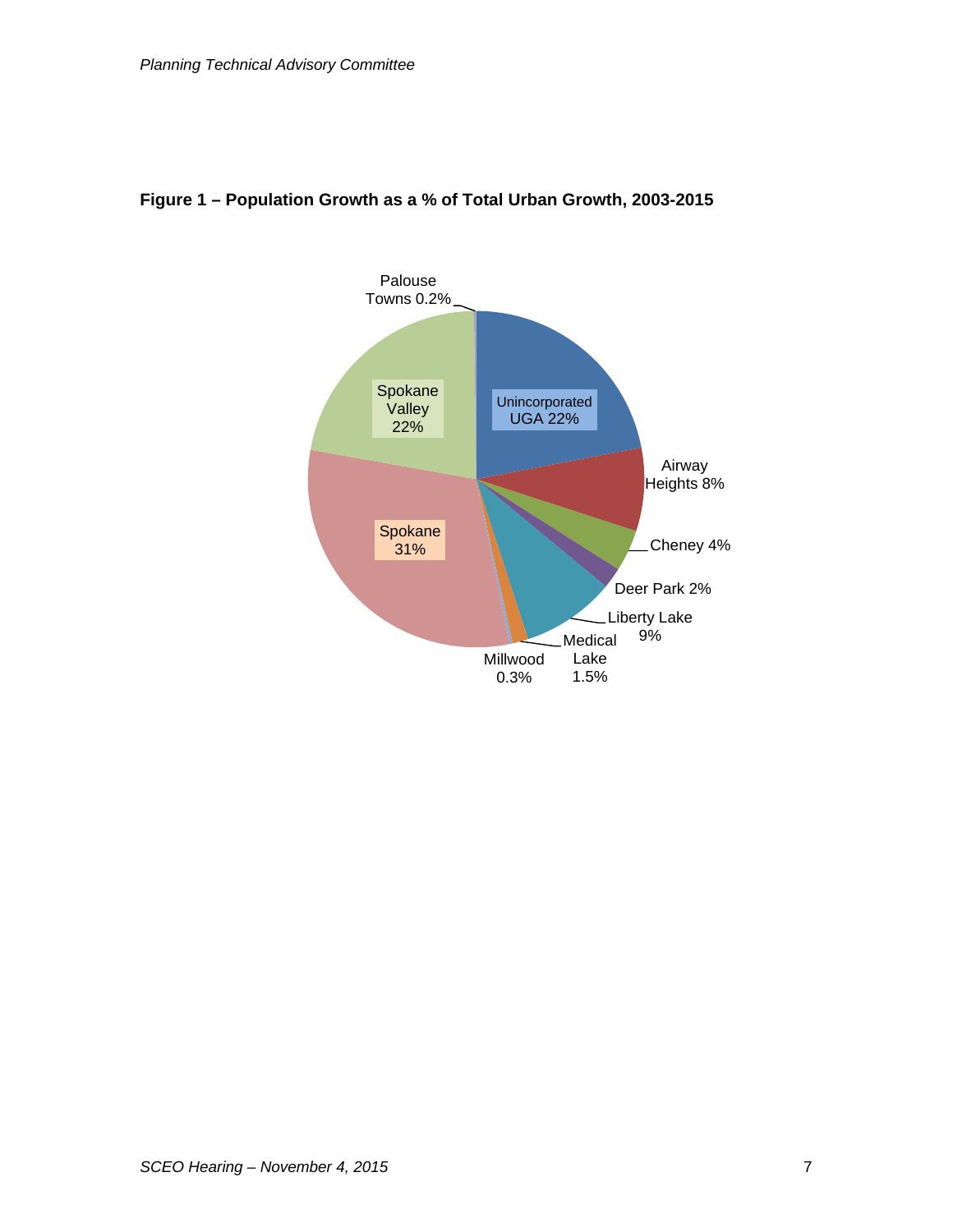**Figure 1 – Population Growth as a % of Total Urban Growth, 2003-2015**

| Area | % of Total Urban Growth |
|---|---|
| Unincorporated UGA | 22% |
| Airway Heights | 8% |
| Cheney | 4% |
| Deer Park | 2% |
| Liberty Lake | 9% |
| Medical Lake | 1.5% |
| Millwood | 0.3% |
| Spokane | 31% |
| Spokane Valley | 22% |
| Palouse Towns | 0.2% |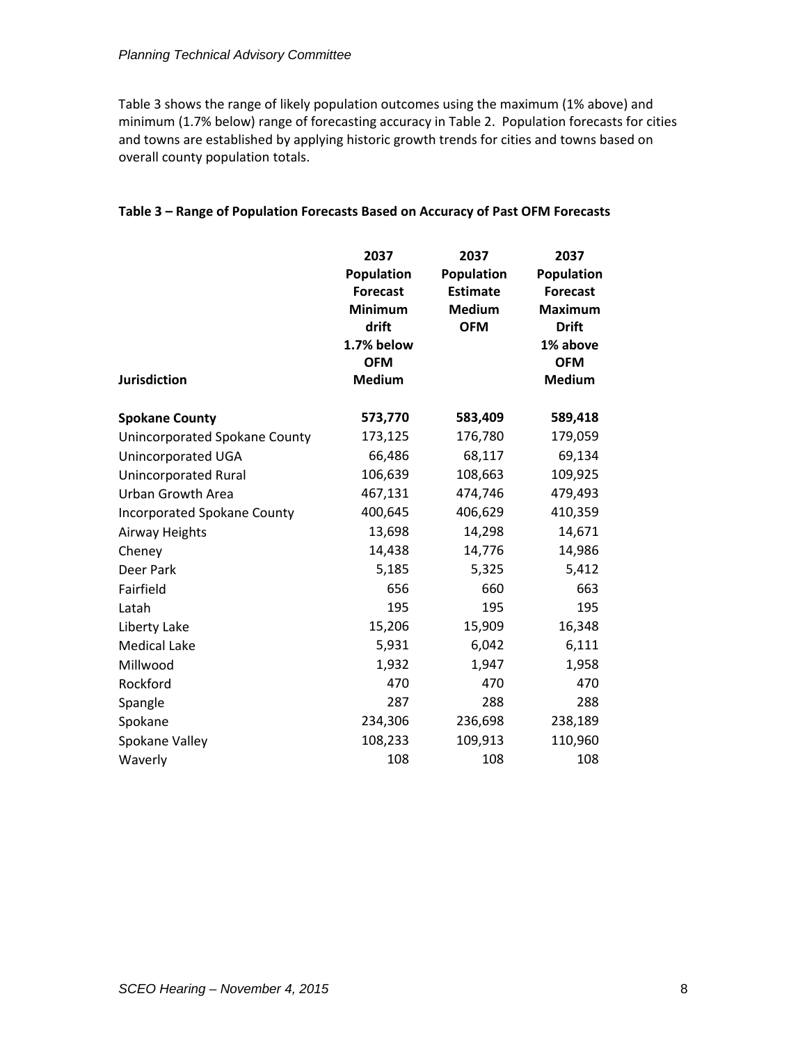Table 3 shows the range of likely population outcomes using the maximum (1% above) and minimum (1.7% below) range of forecasting accuracy in Table 2. Population forecasts for cities and towns are established by applying historic growth trends for cities and towns based on overall county population totals.

**Table 3 – Range of Population Forecasts Based on Accuracy of Past OFM Forecasts**

| Jurisdiction | 2037 Population Forecast Minimum drift 1.7% below OFM Medium | 2037 Population Estimate Medium OFM | 2037 Population Forecast Maximum Drift 1% above OFM Medium |
|---|---|---|---|
| **Spokane County** | **573,770** | **583,409** | **589,418** |
| Unincorporated Spokane County | 173,125 | 176,780 | 179,059 |
| Unincorporated UGA | 66,486 | 68,117 | 69,134 |
| Unincorporated Rural | 106,639 | 108,663 | 109,925 |
| Urban Growth Area | 467,131 | 474,746 | 479,493 |
| Incorporated Spokane County | 400,645 | 406,629 | 410,359 |
| Airway Heights | 13,698 | 14,298 | 14,671 |
| Cheney | 14,438 | 14,776 | 14,986 |
| Deer Park | 5,185 | 5,325 | 5,412 |
| Fairfield | 656 | 660 | 663 |
| Latah | 195 | 195 | 195 |
| Liberty Lake | 15,206 | 15,909 | 16,348 |
| Medical Lake | 5,931 | 6,042 | 6,111 |
| Millwood | 1,932 | 1,947 | 1,958 |
| Rockford | 470 | 470 | 470 |
| Spangle | 287 | 288 | 288 |
| Spokane | 234,306 | 236,698 | 238,189 |
| Spokane Valley | 108,233 | 109,913 | 110,960 |
| Waverly | 108 | 108 | 108 |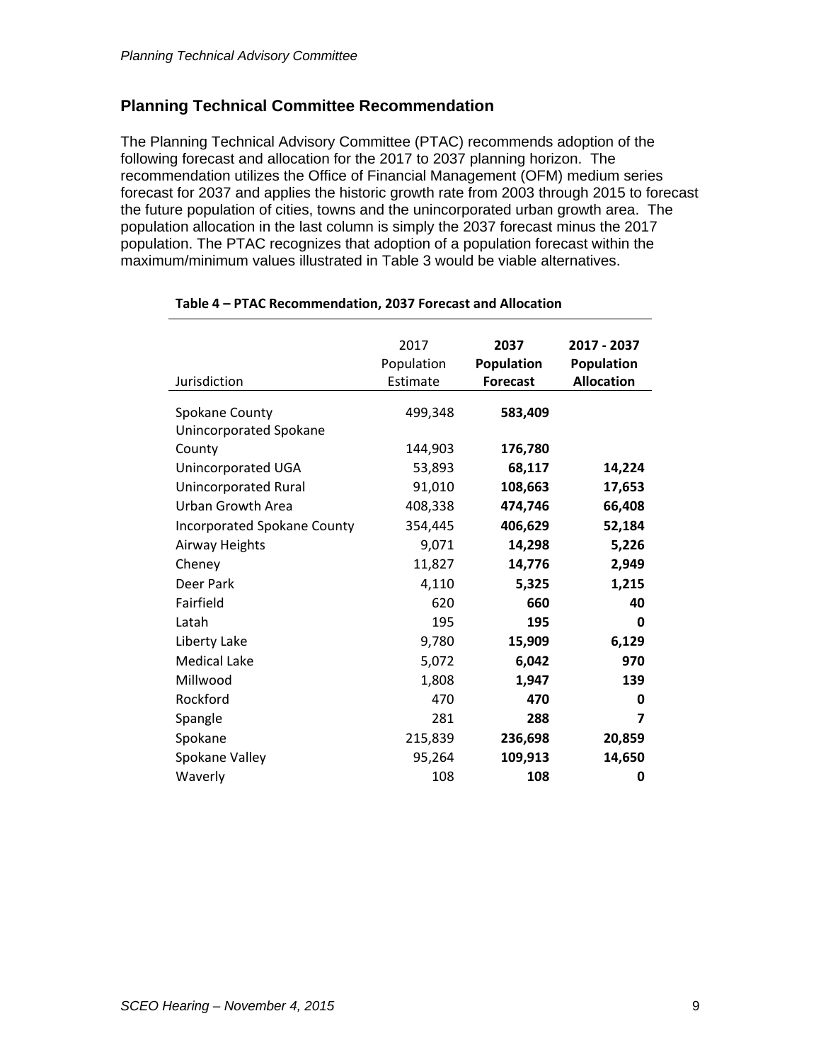## Planning Technical Committee Recommendation

The Planning Technical Advisory Committee (PTAC) recommends adoption of the following forecast and allocation for the 2017 to 2037 planning horizon. The recommendation utilizes the Office of Financial Management (OFM) medium series forecast for 2037 and applies the historic growth rate from 2003 through 2015 to forecast the future population of cities, towns and the unincorporated urban growth area. The population allocation in the last column is simply the 2037 forecast minus the 2017 population. The PTAC recognizes that adoption of a population forecast within the maximum/minimum values illustrated in Table 3 would be viable alternatives.

**Table 4 – PTAC Recommendation, 2037 Forecast and Allocation**

| Jurisdiction | 2017 Population Estimate | **2037 Population Forecast** | **2017 - 2037 Population Allocation** |
|---|---|---|---|
| Spokane County | 499,348 | **583,409** | |
| Unincorporated Spokane County | 144,903 | **176,780** | |
| Unincorporated UGA | 53,893 | **68,117** | **14,224** |
| Unincorporated Rural | 91,010 | **108,663** | **17,653** |
| Urban Growth Area | 408,338 | **474,746** | **66,408** |
| Incorporated Spokane County | 354,445 | **406,629** | **52,184** |
| Airway Heights | 9,071 | **14,298** | **5,226** |
| Cheney | 11,827 | **14,776** | **2,949** |
| Deer Park | 4,110 | **5,325** | **1,215** |
| Fairfield | 620 | **660** | **40** |
| Latah | 195 | **195** | **0** |
| Liberty Lake | 9,780 | **15,909** | **6,129** |
| Medical Lake | 5,072 | **6,042** | **970** |
| Millwood | 1,808 | **1,947** | **139** |
| Rockford | 470 | **470** | **0** |
| Spangle | 281 | **288** | **7** |
| Spokane | 215,839 | **236,698** | **20,859** |
| Spokane Valley | 95,264 | **109,913** | **14,650** |
| Waverly | 108 | **108** | **0** |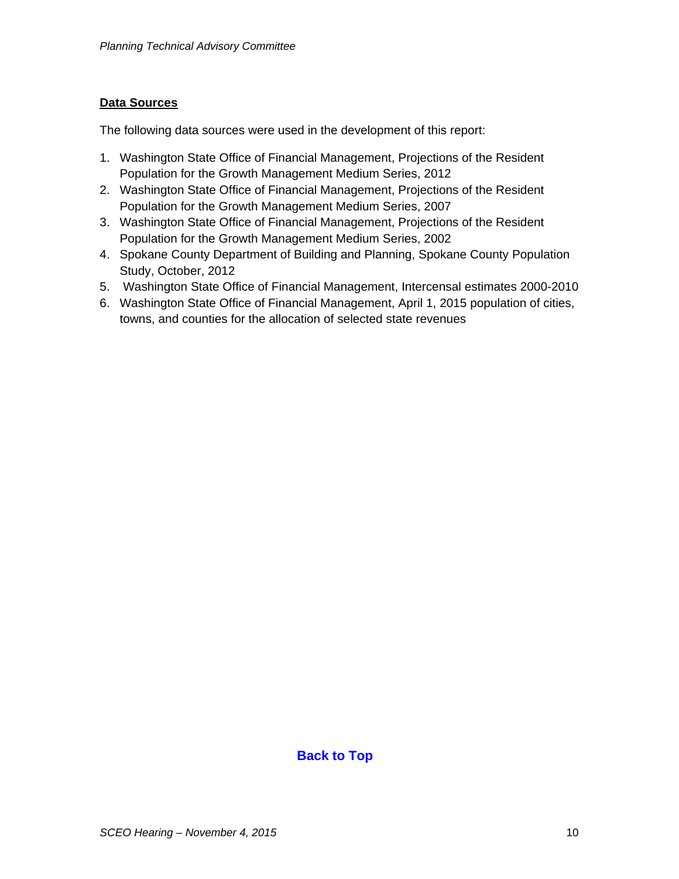## Data Sources

The following data sources were used in the development of this report:

1. Washington State Office of Financial Management, Projections of the Resident Population for the Growth Management Medium Series, 2012
2. Washington State Office of Financial Management, Projections of the Resident Population for the Growth Management Medium Series, 2007
3. Washington State Office of Financial Management, Projections of the Resident Population for the Growth Management Medium Series, 2002
4. Spokane County Department of Building and Planning, Spokane County Population Study, October, 2012
5. Washington State Office of Financial Management, Intercensal estimates 2000-2010
6. Washington State Office of Financial Management, April 1, 2015 population of cities, towns, and counties for the allocation of selected state revenues

**Back to Top**